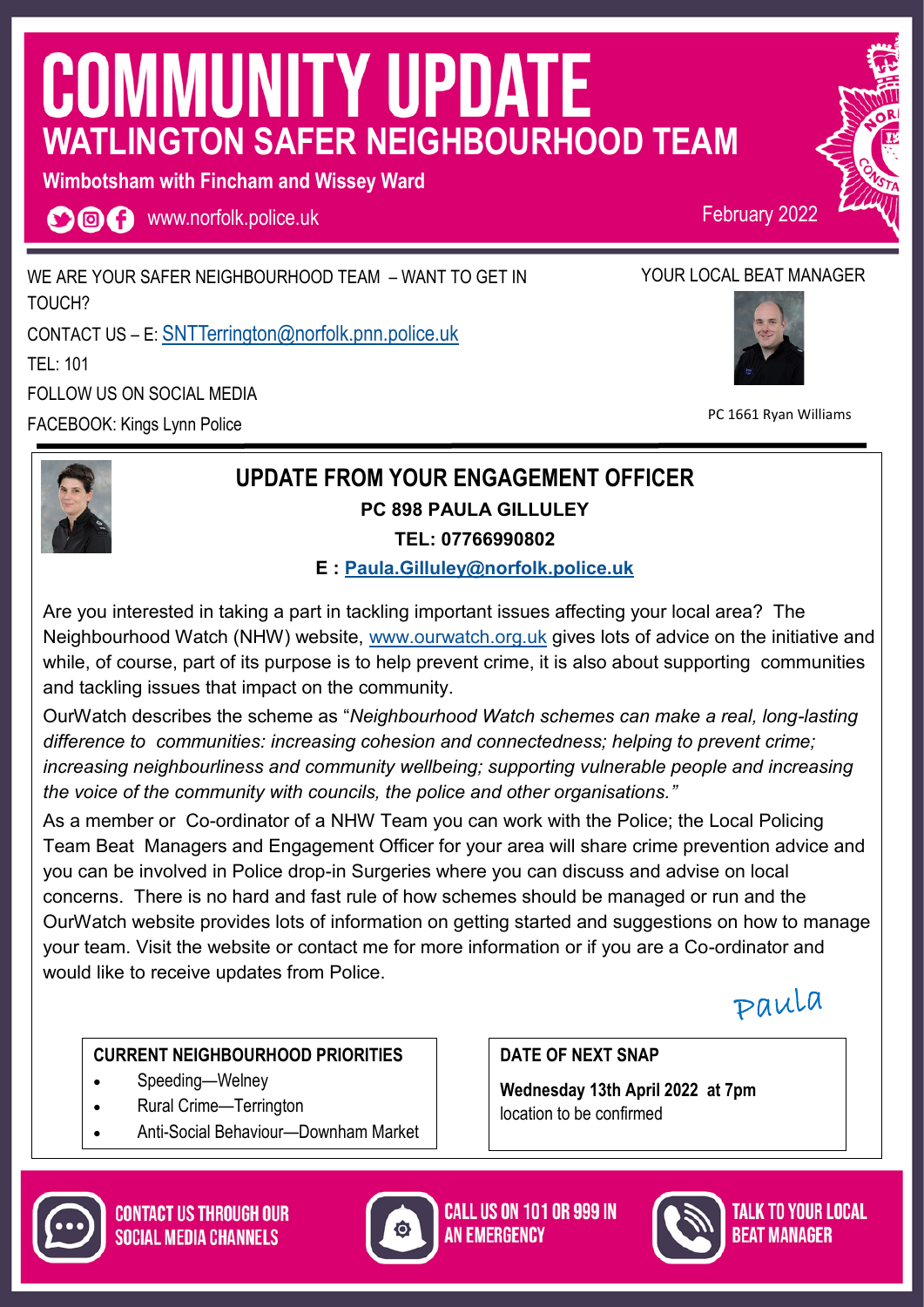# COMMUNITY UPDATE

## WATLINGTON SAFER NEIGHBOURHOOD TEAM

**Wimbotsham with Fincham and Wissey Ward**

www.norfolk.police.uk

February 2022

WE ARE YOUR SAFER NEIGHBOURHOOD TEAM – WANT TO GET IN TOUCH?

CONTACT US – E: SNTTerrington@norfolk.pnn.police.uk

TEL: 101

FOLLOW US ON SOCIAL MEDIA

FACEBOOK: Kings Lynn Police

YOUR LOCAL BEAT MANAGER

PC 1661 Ryan Williams

## UPDATE FROM YOUR ENGAGEMENT OFFICER

**PC 898 PAULA GILLULEY**

**TEL: 07766990802**

**E : Paula.Gilluley@norfolk.police.uk**

Are you interested in taking a part in tackling important issues affecting your local area? The Neighbourhood Watch (NHW) website, www.ourwatch.org.uk gives lots of advice on the initiative and while, of course, part of its purpose is to help prevent crime, it is also about supporting communities and tackling issues that impact on the community.

OurWatch describes the scheme as "*Neighbourhood Watch schemes can make a real, long-lasting difference to communities: increasing cohesion and connectedness; helping to prevent crime; increasing neighbourliness and community wellbeing; supporting vulnerable people and increasing the voice of the community with councils, the police and other organisations."*

As a member or Co-ordinator of a NHW Team you can work with the Police; the Local Policing Team Beat Managers and Engagement Officer for your area will share crime prevention advice and you can be involved in Police drop-in Surgeries where you can discuss and advise on local concerns. There is no hard and fast rule of how schemes should be managed or run and the OurWatch website provides lots of information on getting started and suggestions on how to manage your team. Visit the website or contact me for more information or if you are a Co-ordinator and would like to receive updates from Police.

Paula

**CURRENT NEIGHBOURHOOD PRIORITIES**

- Speeding—Welney
- Rural Crime—Terrington
- Anti-Social Behaviour—Downham Market

**DATE OF NEXT SNAP**

**Wednesday 13th April 2022 at 7pm**

location to be confirmed

CONTACT US THROUGH OUR SOCIAL MEDIA CHANNELS

CALL US ON 101 OR 999 IN AN EMERGENCY

TALK TO YOUR LOCAL BEAT MANAGER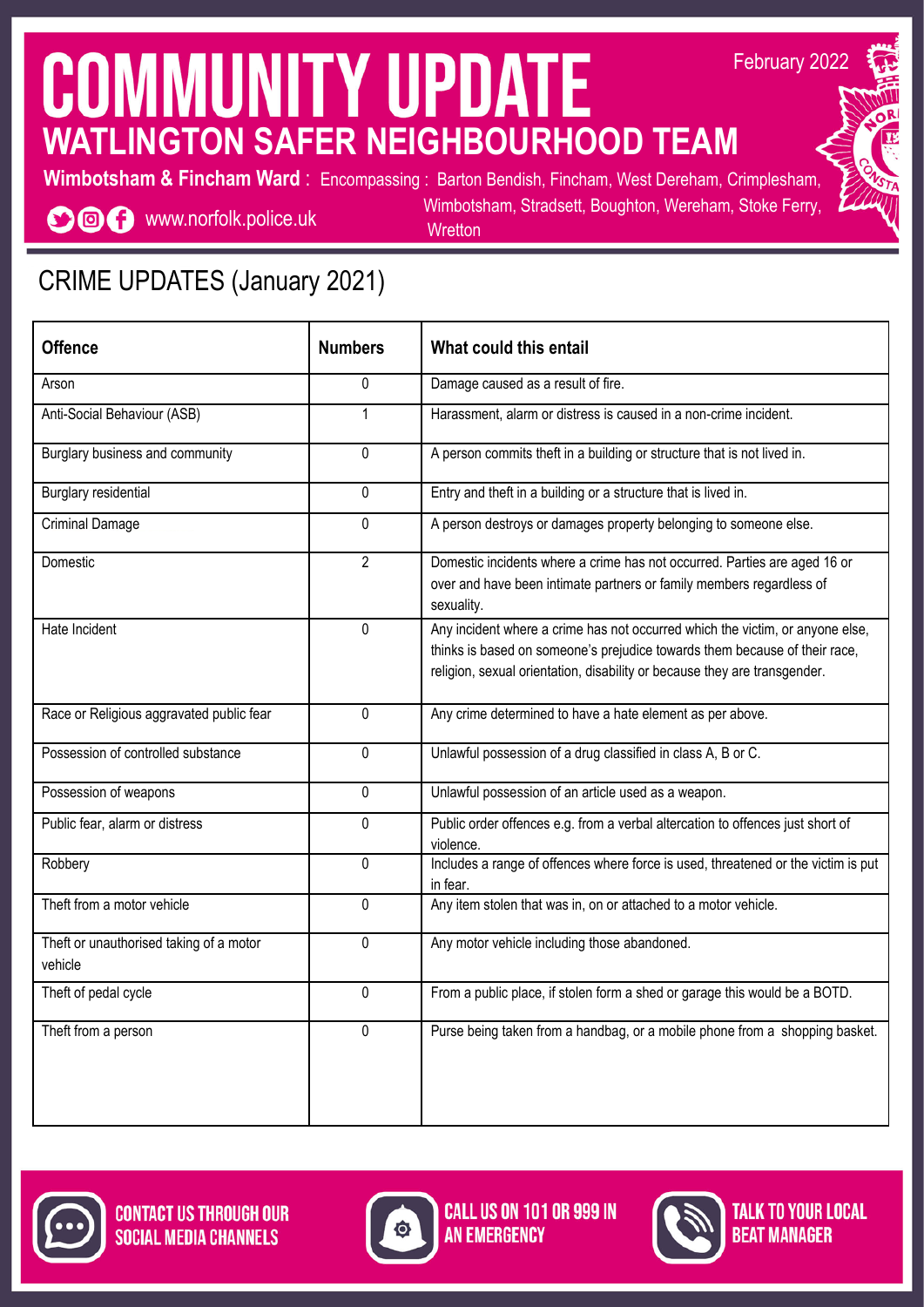# COMMUNITY UPDATE

February 2022

## WATLINGTON SAFER NEIGHBOURHOOD TEAM

**Wimbotsham & Fincham Ward** : Encompassing : Barton Bendish, Fincham, West Dereham, Crimplesham, Wimbotsham, Stradsett, Boughton, Wereham, Stoke Ferry, Wretton

www.norfolk.police.uk

## CRIME UPDATES (January 2021)

| Offence | Numbers | What could this entail |
|---|---|---|
| Arson | 0 | Damage caused as a result of fire. |
| Anti-Social Behaviour (ASB) | 1 | Harassment, alarm or distress is caused in a non-crime incident. |
| Burglary business and community | 0 | A person commits theft in a building or structure that is not lived in. |
| Burglary residential | 0 | Entry and theft in a building or a structure that is lived in. |
| Criminal Damage | 0 | A person destroys or damages property belonging to someone else. |
| Domestic | 2 | Domestic incidents where a crime has not occurred. Parties are aged 16 or over and have been intimate partners or family members regardless of sexuality. |
| Hate Incident | 0 | Any incident where a crime has not occurred which the victim, or anyone else, thinks is based on someone's prejudice towards them because of their race, religion, sexual orientation, disability or because they are transgender. |
| Race or Religious aggravated public fear | 0 | Any crime determined to have a hate element as per above. |
| Possession of controlled substance | 0 | Unlawful possession of a drug classified in class A, B or C. |
| Possession of weapons | 0 | Unlawful possession of an article used as a weapon. |
| Public fear, alarm or distress | 0 | Public order offences e.g. from a verbal altercation to offences just short of violence. |
| Robbery | 0 | Includes a range of offences where force is used, threatened or the victim is put in fear. |
| Theft from a motor vehicle | 0 | Any item stolen that was in, on or attached to a motor vehicle. |
| Theft or unauthorised taking of a motor vehicle | 0 | Any motor vehicle including those abandoned. |
| Theft of pedal cycle | 0 | From a public place, if stolen form a shed or garage this would be a BOTD. |
| Theft from a person | 0 | Purse being taken from a handbag, or a mobile phone from a shopping basket. |

CONTACT US THROUGH OUR SOCIAL MEDIA CHANNELS

CALL US ON 101 OR 999 IN AN EMERGENCY

TALK TO YOUR LOCAL BEAT MANAGER